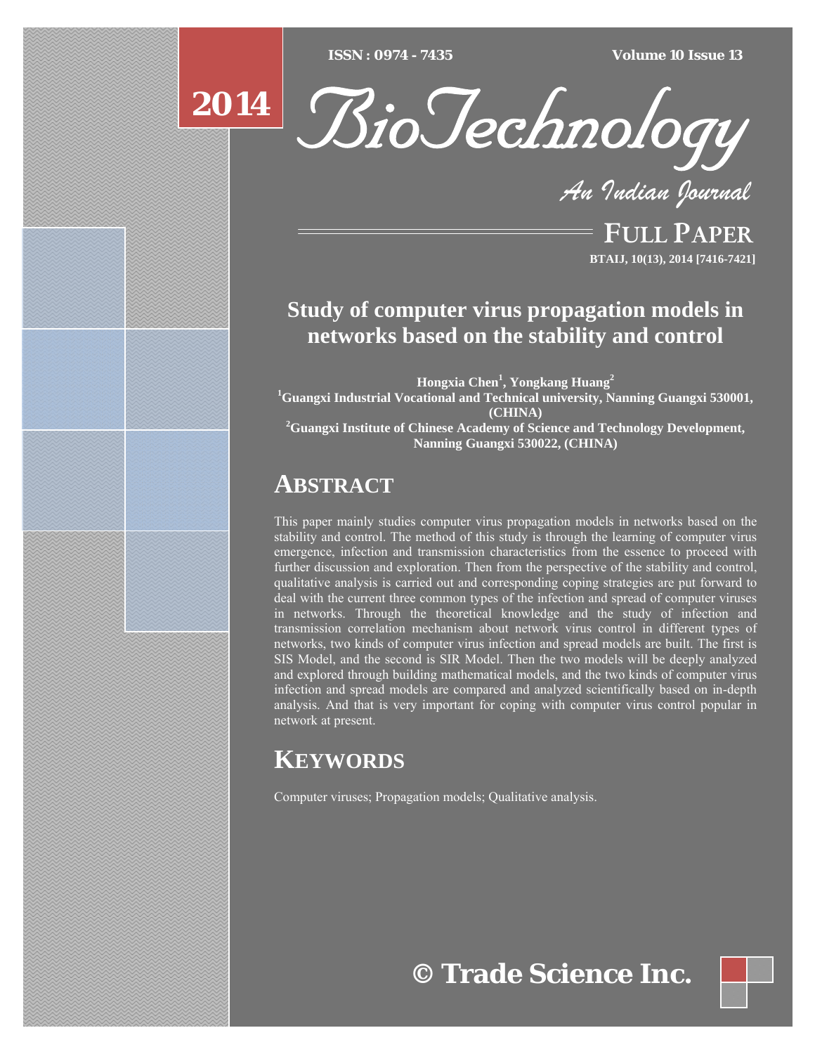# Study of computer virus propagation models in networks based on the stability and control

**Hongxia Chen[1], Yongkang Huang[2]**

[1]Guangxi Industrial Vocational and Technical university, Nanning Guangxi 530001, (CHINA)

[2]Guangxi Institute of Chinese Academy of Science and Technology Development, Nanning Guangxi 530022, (CHINA)

## ABSTRACT

This paper mainly studies computer virus propagation models in networks based on the stability and control. The method of this study is through the learning of computer virus emergence, infection and transmission characteristics from the essence to proceed with further discussion and exploration. Then from the perspective of the stability and control, qualitative analysis is carried out and corresponding coping strategies are put forward to deal with the current three common types of the infection and spread of computer viruses in networks. Through the theoretical knowledge and the study of infection and transmission correlation mechanism about network virus control in different types of networks, two kinds of computer virus infection and spread models are built. The first is SIS Model, and the second is SIR Model. Then the two models will be deeply analyzed and explored through building mathematical models, and the two kinds of computer virus infection and spread models are compared and analyzed scientifically based on in-depth analysis. And that is very important for coping with computer virus control popular in network at present.

## KEYWORDS

Computer viruses; Propagation models; Qualitative analysis.

© Trade Science Inc.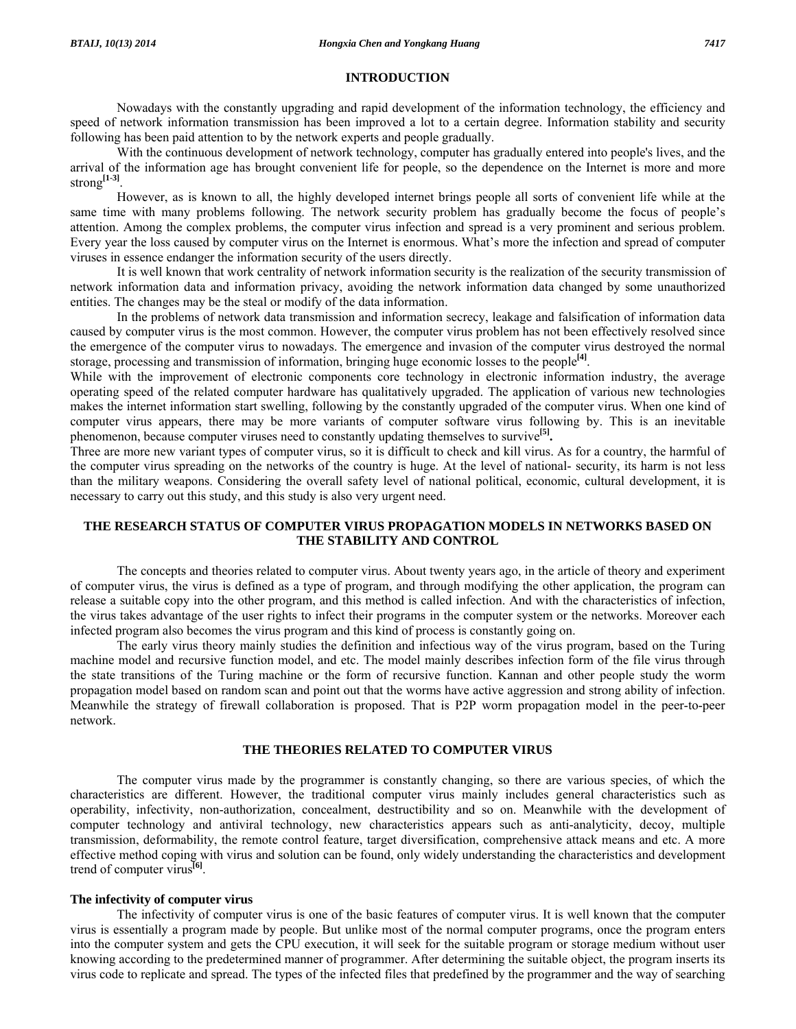## INTRODUCTION

Nowadays with the constantly upgrading and rapid development of the information technology, the efficiency and speed of network information transmission has been improved a lot to a certain degree. Information stability and security following has been paid attention to by the network experts and people gradually.

With the continuous development of network technology, computer has gradually entered into people's lives, and the arrival of the information age has brought convenient life for people, so the dependence on the Internet is more and more strong[1-3].

However, as is known to all, the highly developed internet brings people all sorts of convenient life while at the same time with many problems following. The network security problem has gradually become the focus of people's attention. Among the complex problems, the computer virus infection and spread is a very prominent and serious problem. Every year the loss caused by computer virus on the Internet is enormous. What's more the infection and spread of computer viruses in essence endanger the information security of the users directly.

It is well known that work centrality of network information security is the realization of the security transmission of network information data and information privacy, avoiding the network information data changed by some unauthorized entities. The changes may be the steal or modify of the data information.

In the problems of network data transmission and information secrecy, leakage and falsification of information data caused by computer virus is the most common. However, the computer virus problem has not been effectively resolved since the emergence of the computer virus to nowadays. The emergence and invasion of the computer virus destroyed the normal storage, processing and transmission of information, bringing huge economic losses to the people[4].

While with the improvement of electronic components core technology in electronic information industry, the average operating speed of the related computer hardware has qualitatively upgraded. The application of various new technologies makes the internet information start swelling, following by the constantly upgraded of the computer virus. When one kind of computer virus appears, there may be more variants of computer software virus following by. This is an inevitable phenomenon, because computer viruses need to constantly updating themselves to survive[5].

Three are more new variant types of computer virus, so it is difficult to check and kill virus. As for a country, the harmful of the computer virus spreading on the networks of the country is huge. At the level of national- security, its harm is not less than the military weapons. Considering the overall safety level of national political, economic, cultural development, it is necessary to carry out this study, and this study is also very urgent need.

## THE RESEARCH STATUS OF COMPUTER VIRUS PROPAGATION MODELS IN NETWORKS BASED ON THE STABILITY AND CONTROL

The concepts and theories related to computer virus. About twenty years ago, in the article of theory and experiment of computer virus, the virus is defined as a type of program, and through modifying the other application, the program can release a suitable copy into the other program, and this method is called infection. And with the characteristics of infection, the virus takes advantage of the user rights to infect their programs in the computer system or the networks. Moreover each infected program also becomes the virus program and this kind of process is constantly going on.

The early virus theory mainly studies the definition and infectious way of the virus program, based on the Turing machine model and recursive function model, and etc. The model mainly describes infection form of the file virus through the state transitions of the Turing machine or the form of recursive function. Kannan and other people study the worm propagation model based on random scan and point out that the worms have active aggression and strong ability of infection. Meanwhile the strategy of firewall collaboration is proposed. That is P2P worm propagation model in the peer-to-peer network.

## THE THEORIES RELATED TO COMPUTER VIRUS

The computer virus made by the programmer is constantly changing, so there are various species, of which the characteristics are different. However, the traditional computer virus mainly includes general characteristics such as operability, infectivity, non-authorization, concealment, destructibility and so on. Meanwhile with the development of computer technology and antiviral technology, new characteristics appears such as anti-analyticity, decoy, multiple transmission, deformability, the remote control feature, target diversification, comprehensive attack means and etc. A more effective method coping with virus and solution can be found, only widely understanding the characteristics and development trend of computer virus[6].

### The infectivity of computer virus

The infectivity of computer virus is one of the basic features of computer virus. It is well known that the computer virus is essentially a program made by people. But unlike most of the normal computer programs, once the program enters into the computer system and gets the CPU execution, it will seek for the suitable program or storage medium without user knowing according to the predetermined manner of programmer. After determining the suitable object, the program inserts its virus code to replicate and spread. The types of the infected files that predefined by the programmer and the way of searching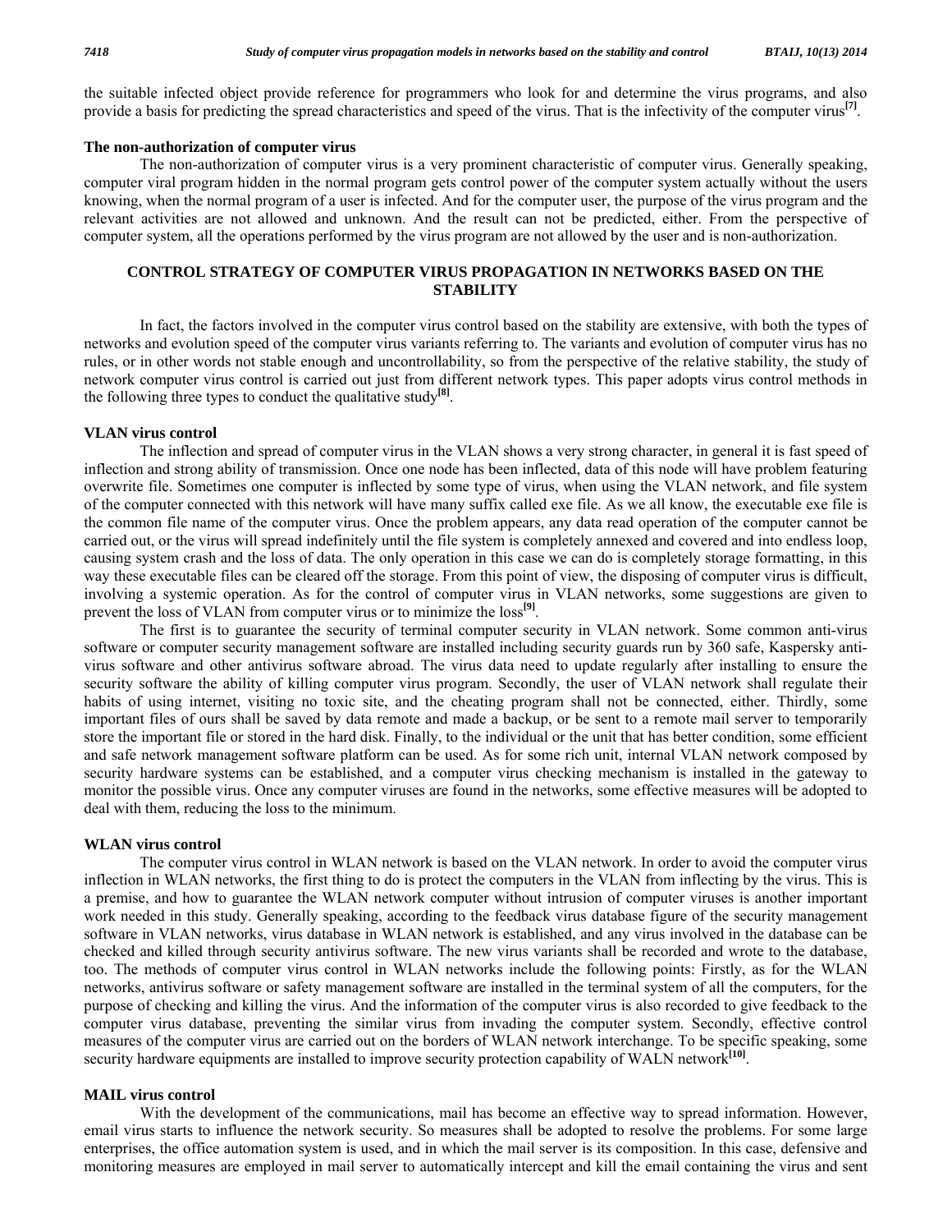the suitable infected object provide reference for programmers who look for and determine the virus programs, and also provide a basis for predicting the spread characteristics and speed of the virus. That is the infectivity of the computer virus[7].

### The non-authorization of computer virus

The non-authorization of computer virus is a very prominent characteristic of computer virus. Generally speaking, computer viral program hidden in the normal program gets control power of the computer system actually without the users knowing, when the normal program of a user is infected. And for the computer user, the purpose of the virus program and the relevant activities are not allowed and unknown. And the result can not be predicted, either. From the perspective of computer system, all the operations performed by the virus program are not allowed by the user and is non-authorization.

## CONTROL STRATEGY OF COMPUTER VIRUS PROPAGATION IN NETWORKS BASED ON THE STABILITY

In fact, the factors involved in the computer virus control based on the stability are extensive, with both the types of networks and evolution speed of the computer virus variants referring to. The variants and evolution of computer virus has no rules, or in other words not stable enough and uncontrollability, so from the perspective of the relative stability, the study of network computer virus control is carried out just from different network types. This paper adopts virus control methods in the following three types to conduct the qualitative study[8].

### VLAN virus control

The inflection and spread of computer virus in the VLAN shows a very strong character, in general it is fast speed of inflection and strong ability of transmission. Once one node has been inflected, data of this node will have problem featuring overwrite file. Sometimes one computer is inflected by some type of virus, when using the VLAN network, and file system of the computer connected with this network will have many suffix called exe file. As we all know, the executable exe file is the common file name of the computer virus. Once the problem appears, any data read operation of the computer cannot be carried out, or the virus will spread indefinitely until the file system is completely annexed and covered and into endless loop, causing system crash and the loss of data. The only operation in this case we can do is completely storage formatting, in this way these executable files can be cleared off the storage. From this point of view, the disposing of computer virus is difficult, involving a systemic operation. As for the control of computer virus in VLAN networks, some suggestions are given to prevent the loss of VLAN from computer virus or to minimize the loss[9].

The first is to guarantee the security of terminal computer security in VLAN network. Some common anti-virus software or computer security management software are installed including security guards run by 360 safe, Kaspersky anti-virus software and other antivirus software abroad. The virus data need to update regularly after installing to ensure the security software the ability of killing computer virus program. Secondly, the user of VLAN network shall regulate their habits of using internet, visiting no toxic site, and the cheating program shall not be connected, either. Thirdly, some important files of ours shall be saved by data remote and made a backup, or be sent to a remote mail server to temporarily store the important file or stored in the hard disk. Finally, to the individual or the unit that has better condition, some efficient and safe network management software platform can be used. As for some rich unit, internal VLAN network composed by security hardware systems can be established, and a computer virus checking mechanism is installed in the gateway to monitor the possible virus. Once any computer viruses are found in the networks, some effective measures will be adopted to deal with them, reducing the loss to the minimum.

### WLAN virus control

The computer virus control in WLAN network is based on the VLAN network. In order to avoid the computer virus inflection in WLAN networks, the first thing to do is protect the computers in the VLAN from inflecting by the virus. This is a premise, and how to guarantee the WLAN network computer without intrusion of computer viruses is another important work needed in this study. Generally speaking, according to the feedback virus database figure of the security management software in VLAN networks, virus database in WLAN network is established, and any virus involved in the database can be checked and killed through security antivirus software. The new virus variants shall be recorded and wrote to the database, too. The methods of computer virus control in WLAN networks include the following points: Firstly, as for the WLAN networks, antivirus software or safety management software are installed in the terminal system of all the computers, for the purpose of checking and killing the virus. And the information of the computer virus is also recorded to give feedback to the computer virus database, preventing the similar virus from invading the computer system. Secondly, effective control measures of the computer virus are carried out on the borders of WLAN network interchange. To be specific speaking, some security hardware equipments are installed to improve security protection capability of WALN network[10].

### MAIL virus control

With the development of the communications, mail has become an effective way to spread information. However, email virus starts to influence the network security. So measures shall be adopted to resolve the problems. For some large enterprises, the office automation system is used, and in which the mail server is its composition. In this case, defensive and monitoring measures are employed in mail server to automatically intercept and kill the email containing the virus and sent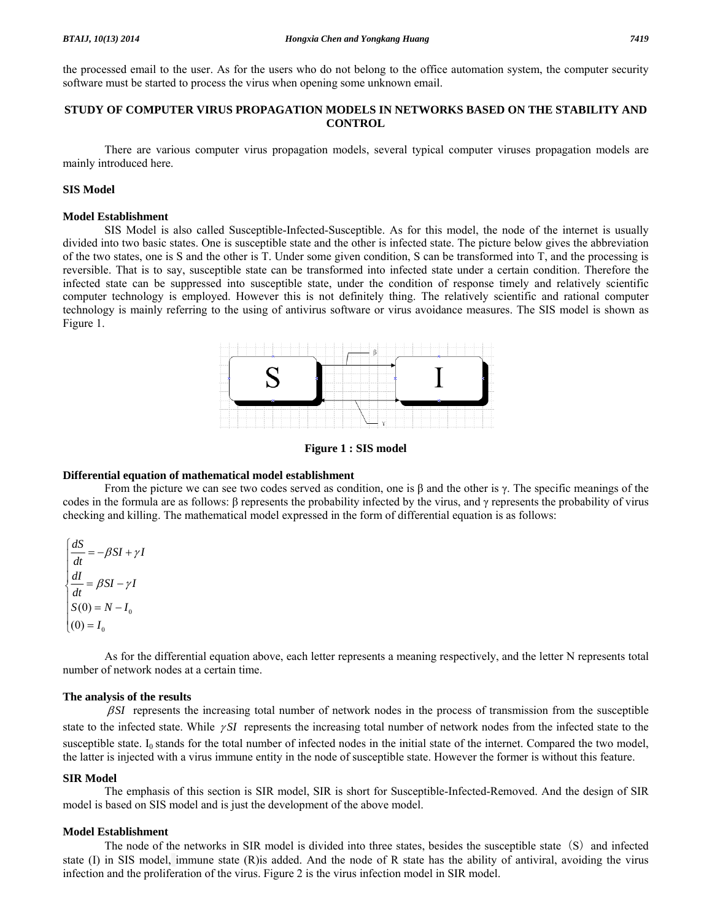the processed email to the user. As for the users who do not belong to the office automation system, the computer security software must be started to process the virus when opening some unknown email.

## STUDY OF COMPUTER VIRUS PROPAGATION MODELS IN NETWORKS BASED ON THE STABILITY AND CONTROL

There are various computer virus propagation models, several typical computer viruses propagation models are mainly introduced here.

### SIS Model

#### Model Establishment

SIS Model is also called Susceptible-Infected-Susceptible. As for this model, the node of the internet is usually divided into two basic states. One is susceptible state and the other is infected state. The picture below gives the abbreviation of the two states, one is S and the other is T. Under some given condition, S can be transformed into T, and the processing is reversible. That is to say, susceptible state can be transformed into infected state under a certain condition. Therefore the infected state can be suppressed into susceptible state, under the condition of response timely and relatively scientific computer technology is employed. However this is not definitely thing. The relatively scientific and rational computer technology is mainly referring to the using of antivirus software or virus avoidance measures. The SIS model is shown as Figure 1.

**Figure 1 : SIS model**

#### Differential equation of mathematical model establishment

From the picture we can see two codes served as condition, one is β and the other is γ. The specific meanings of the codes in the formula are as follows: β represents the probability infected by the virus, and γ represents the probability of virus checking and killing. The mathematical model expressed in the form of differential equation is as follows:

$$
\begin{cases}
\dfrac{dS}{dt} = -\beta SI + \gamma I \\
\dfrac{dI}{dt} = \beta SI - \gamma I \\
S(0) = N - I_0 \\
(0) = I_0
\end{cases}
$$

As for the differential equation above, each letter represents a meaning respectively, and the letter N represents total number of network nodes at a certain time.

#### The analysis of the results

$\beta SI$ represents the increasing total number of network nodes in the process of transmission from the susceptible state to the infected state. While $\gamma SI$ represents the increasing total number of network nodes from the infected state to the susceptible state. $I_0$ stands for the total number of infected nodes in the initial state of the internet. Compared the two model, the latter is injected with a virus immune entity in the node of susceptible state. However the former is without this feature.

### SIR Model

The emphasis of this section is SIR model, SIR is short for Susceptible-Infected-Removed. And the design of SIR model is based on SIS model and is just the development of the above model.

#### Model Establishment

The node of the networks in SIR model is divided into three states, besides the susceptible state（S）and infected state (I) in SIS model, immune state (R)is added. And the node of R state has the ability of antiviral, avoiding the virus infection and the proliferation of the virus. Figure 2 is the virus infection model in SIR model.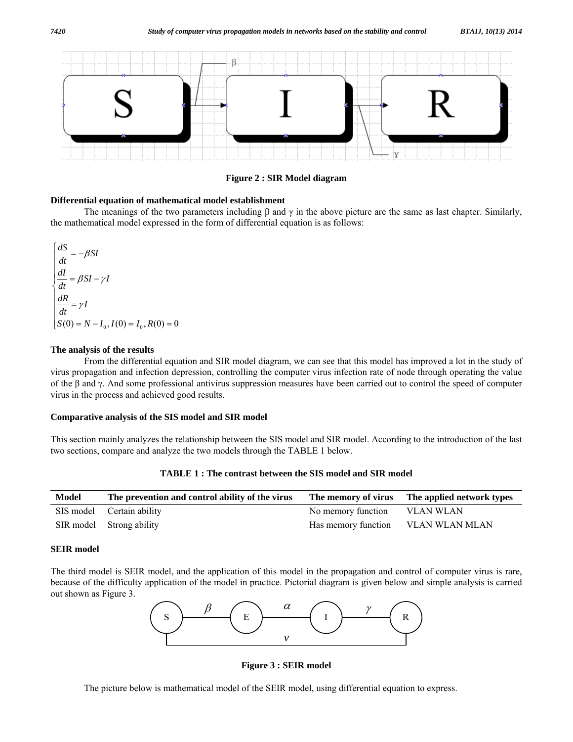Figure 2 : SIR Model diagram

**Differential equation of mathematical model establishment**

The meanings of the two parameters including β and γ in the above picture are the same as last chapter. Similarly, the mathematical model expressed in the form of differential equation is as follows:

$$
\begin{cases}
\dfrac{dS}{dt} = -\beta SI \\
\dfrac{dI}{dt} = \beta SI - \gamma I \\
\dfrac{dR}{dt} = \gamma I \\
S(0) = N - I_0, I(0) = I_0, R(0) = 0
\end{cases}
$$

**The analysis of the results**

From the differential equation and SIR model diagram, we can see that this model has improved a lot in the study of virus propagation and infection depression, controlling the computer virus infection rate of node through operating the value of the β and γ. And some professional antivirus suppression measures have been carried out to control the speed of computer virus in the process and achieved good results.

**Comparative analysis of the SIS model and SIR model**

This section mainly analyzes the relationship between the SIS model and SIR model. According to the introduction of the last two sections, compare and analyze the two models through the TABLE 1 below.

**TABLE 1 : The contrast between the SIS model and SIR model**

| Model | The prevention and control ability of the virus | The memory of virus | The applied network types |
|---|---|---|---|
| SIS model | Certain ability | No memory function | VLAN WLAN |
| SIR model | Strong ability | Has memory function | VLAN WLAN MLAN |

**SEIR model**

The third model is SEIR model, and the application of this model in the propagation and control of computer virus is rare, because of the difficulty application of the model in practice. Pictorial diagram is given below and simple analysis is carried out shown as Figure 3.

**Figure 3 : SEIR model**

The picture below is mathematical model of the SEIR model, using differential equation to express.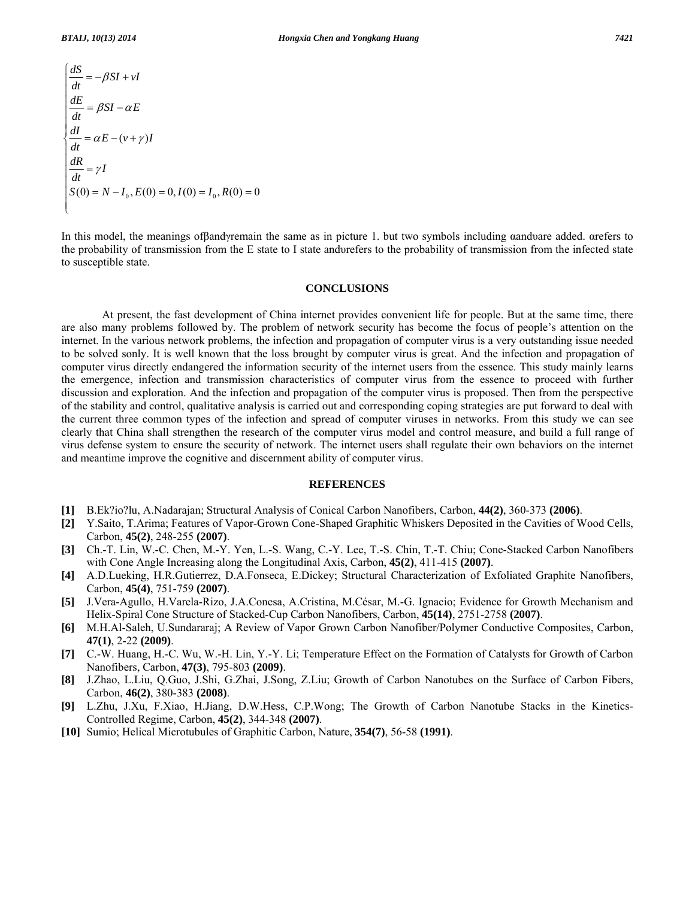$$
\begin{cases}
\dfrac{dS}{dt} = -\beta SI + vI \\
\dfrac{dE}{dt} = \beta SI - \alpha E \\
\dfrac{dI}{dt} = \alpha E - (v + \gamma)I \\
\dfrac{dR}{dt} = \gamma I \\
S(0) = N - I_0, E(0) = 0, I(0) = I_0, R(0) = 0
\end{cases}
$$

In this model, the meanings of$\beta$and$\gamma$remain the same as in picture 1. but two symbols including $\alpha$and$\upsilon$are added. $\alpha$refers to the probability of transmission from the E state to I state and$\upsilon$refers to the probability of transmission from the infected state to susceptible state.

## CONCLUSIONS

At present, the fast development of China internet provides convenient life for people. But at the same time, there are also many problems followed by. The problem of network security has become the focus of people's attention on the internet. In the various network problems, the infection and propagation of computer virus is a very outstanding issue needed to be solved sonly. It is well known that the loss brought by computer virus is great. And the infection and propagation of computer virus directly endangered the information security of the internet users from the essence. This study mainly learns the emergence, infection and transmission characteristics of computer virus from the essence to proceed with further discussion and exploration. And the infection and propagation of the computer virus is proposed. Then from the perspective of the stability and control, qualitative analysis is carried out and corresponding coping strategies are put forward to deal with the current three common types of the infection and spread of computer viruses in networks. From this study we can see clearly that China shall strengthen the research of the computer virus model and control measure, and build a full range of virus defense system to ensure the security of network. The internet users shall regulate their own behaviors on the internet and meantime improve the cognitive and discernment ability of computer virus.

## REFERENCES

**[1]** B.Ek?io?lu, A.Nadarajan; Structural Analysis of Conical Carbon Nanofibers, Carbon, **44(2)**, 360-373 **(2006)**.

**[2]** Y.Saito, T.Arima; Features of Vapor-Grown Cone-Shaped Graphitic Whiskers Deposited in the Cavities of Wood Cells, Carbon, **45(2)**, 248-255 **(2007)**.

**[3]** Ch.-T. Lin, W.-C. Chen, M.-Y. Yen, L.-S. Wang, C.-Y. Lee, T.-S. Chin, T.-T. Chiu; Cone-Stacked Carbon Nanofibers with Cone Angle Increasing along the Longitudinal Axis, Carbon, **45(2)**, 411-415 **(2007)**.

**[4]** A.D.Lueking, H.R.Gutierrez, D.A.Fonseca, E.Dickey; Structural Characterization of Exfoliated Graphite Nanofibers, Carbon, **45(4)**, 751-759 **(2007)**.

**[5]** J.Vera-Agullo, H.Varela-Rizo, J.A.Conesa, A.Cristina, M.César, M.-G. Ignacio; Evidence for Growth Mechanism and Helix-Spiral Cone Structure of Stacked-Cup Carbon Nanofibers, Carbon, **45(14)**, 2751-2758 **(2007)**.

**[6]** M.H.Al-Saleh, U.Sundararaj; A Review of Vapor Grown Carbon Nanofiber/Polymer Conductive Composites, Carbon, **47(1)**, 2-22 **(2009)**.

**[7]** C.-W. Huang, H.-C. Wu, W.-H. Lin, Y.-Y. Li; Temperature Effect on the Formation of Catalysts for Growth of Carbon Nanofibers, Carbon, **47(3)**, 795-803 **(2009)**.

**[8]** J.Zhao, L.Liu, Q.Guo, J.Shi, G.Zhai, J.Song, Z.Liu; Growth of Carbon Nanotubes on the Surface of Carbon Fibers, Carbon, **46(2)**, 380-383 **(2008)**.

**[9]** L.Zhu, J.Xu, F.Xiao, H.Jiang, D.W.Hess, C.P.Wong; The Growth of Carbon Nanotube Stacks in the Kinetics-Controlled Regime, Carbon, **45(2)**, 344-348 **(2007)**.

**[10]** Sumio; Helical Microtubules of Graphitic Carbon, Nature, **354(7)**, 56-58 **(1991)**.